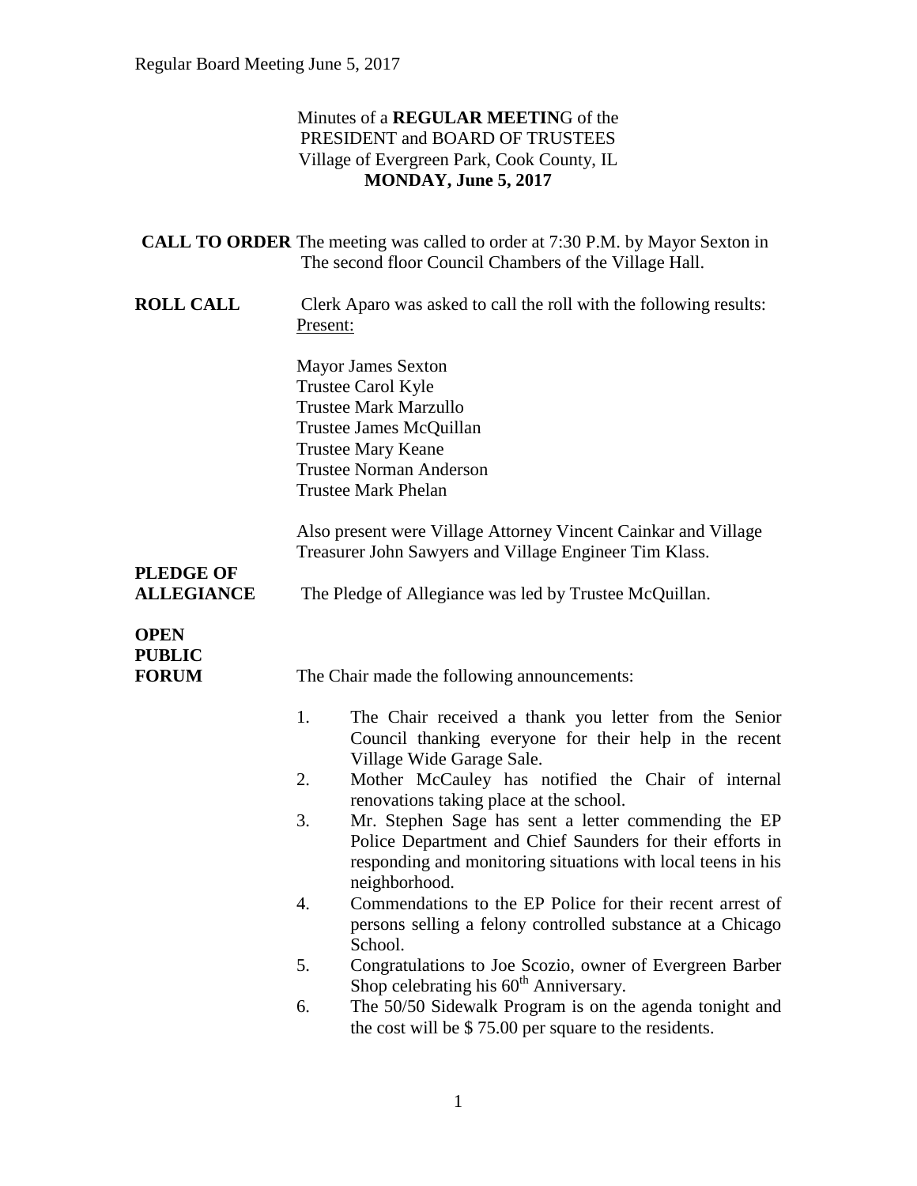Minutes of a **REGULAR MEETIN**G of the
PRESIDENT and BOARD OF TRUSTEES
Village of Evergreen Park, Cook County, IL
**MONDAY, June 5, 2017**

**CALL TO ORDER** The meeting was called to order at 7:30 P.M. by Mayor Sexton in The second floor Council Chambers of the Village Hall.

**ROLL CALL** Clerk Aparo was asked to call the roll with the following results:
Present:

Mayor James Sexton
Trustee Carol Kyle
Trustee Mark Marzullo
Trustee James McQuillan
Trustee Mary Keane
Trustee Norman Anderson
Trustee Mark Phelan

Also present were Village Attorney Vincent Cainkar and Village Treasurer John Sawyers and Village Engineer Tim Klass.

**PLEDGE OF ALLEGIANCE** The Pledge of Allegiance was led by Trustee McQuillan.

**OPEN PUBLIC FORUM** The Chair made the following announcements:

1. The Chair received a thank you letter from the Senior Council thanking everyone for their help in the recent Village Wide Garage Sale.
2. Mother McCauley has notified the Chair of internal renovations taking place at the school.
3. Mr. Stephen Sage has sent a letter commending the EP Police Department and Chief Saunders for their efforts in responding and monitoring situations with local teens in his neighborhood.
4. Commendations to the EP Police for their recent arrest of persons selling a felony controlled substance at a Chicago School.
5. Congratulations to Joe Scozio, owner of Evergreen Barber Shop celebrating his 60th Anniversary.
6. The 50/50 Sidewalk Program is on the agenda tonight and the cost will be $ 75.00 per square to the residents.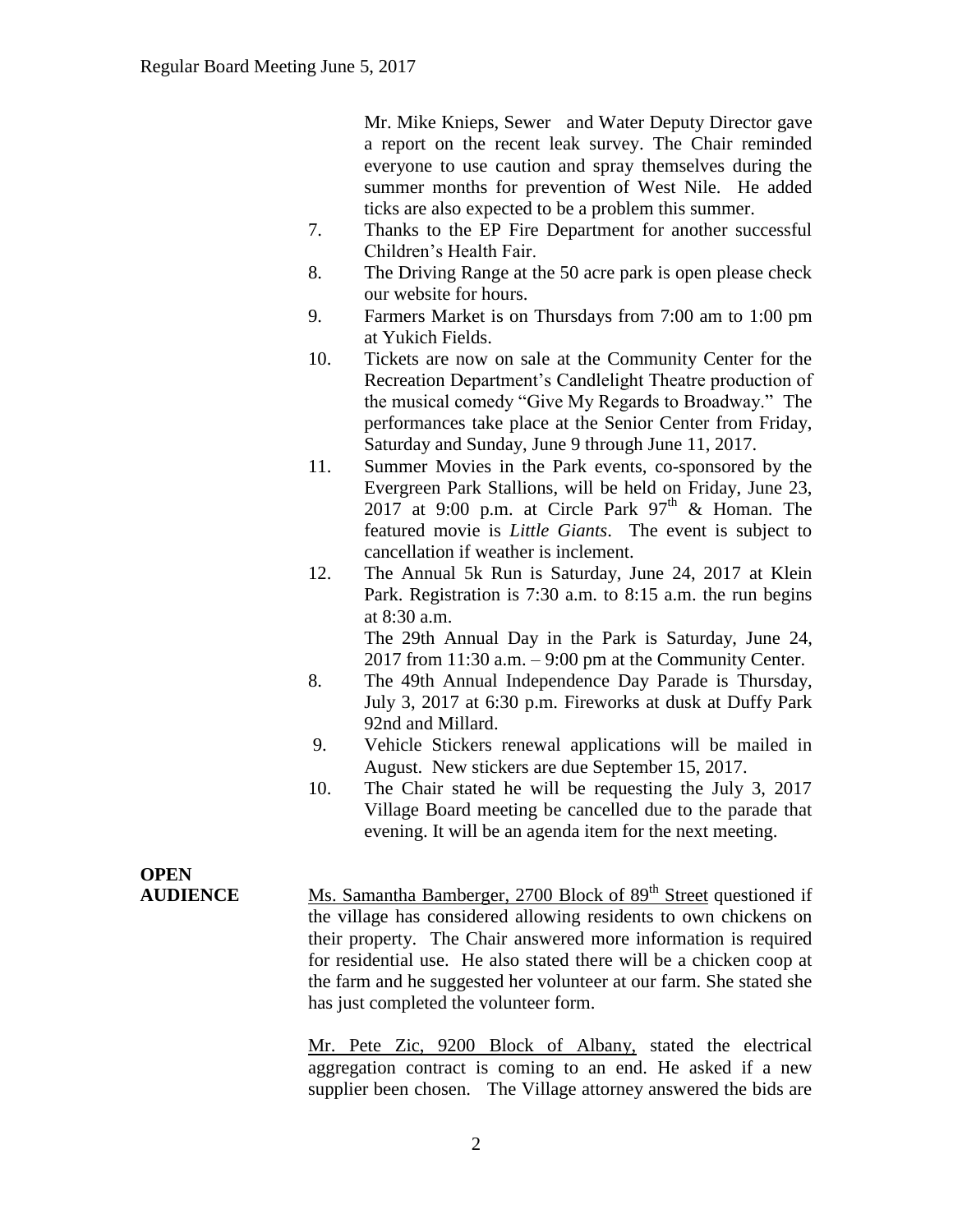Mr. Mike Knieps, Sewer and Water Deputy Director gave a report on the recent leak survey. The Chair reminded everyone to use caution and spray themselves during the summer months for prevention of West Nile. He added ticks are also expected to be a problem this summer.

7. Thanks to the EP Fire Department for another successful Children's Health Fair.
8. The Driving Range at the 50 acre park is open please check our website for hours.
9. Farmers Market is on Thursdays from 7:00 am to 1:00 pm at Yukich Fields.
10. Tickets are now on sale at the Community Center for the Recreation Department's Candlelight Theatre production of the musical comedy "Give My Regards to Broadway." The performances take place at the Senior Center from Friday, Saturday and Sunday, June 9 through June 11, 2017.
11. Summer Movies in the Park events, co-sponsored by the Evergreen Park Stallions, will be held on Friday, June 23, 2017 at 9:00 p.m. at Circle Park 97th & Homan. The featured movie is *Little Giants*. The event is subject to cancellation if weather is inclement.
12. The Annual 5k Run is Saturday, June 24, 2017 at Klein Park. Registration is 7:30 a.m. to 8:15 a.m. the run begins at 8:30 a.m.

    The 29th Annual Day in the Park is Saturday, June 24, 2017 from 11:30 a.m. – 9:00 pm at the Community Center.

8. The 49th Annual Independence Day Parade is Thursday, July 3, 2017 at 6:30 p.m. Fireworks at dusk at Duffy Park 92nd and Millard.
9. Vehicle Stickers renewal applications will be mailed in August. New stickers are due September 15, 2017.
10. The Chair stated he will be requesting the July 3, 2017 Village Board meeting be cancelled due to the parade that evening. It will be an agenda item for the next meeting.

**OPEN AUDIENCE**

Ms. Samantha Bamberger, 2700 Block of 89th Street questioned if the village has considered allowing residents to own chickens on their property. The Chair answered more information is required for residential use. He also stated there will be a chicken coop at the farm and he suggested her volunteer at our farm. She stated she has just completed the volunteer form.

Mr. Pete Zic, 9200 Block of Albany, stated the electrical aggregation contract is coming to an end. He asked if a new supplier been chosen. The Village attorney answered the bids are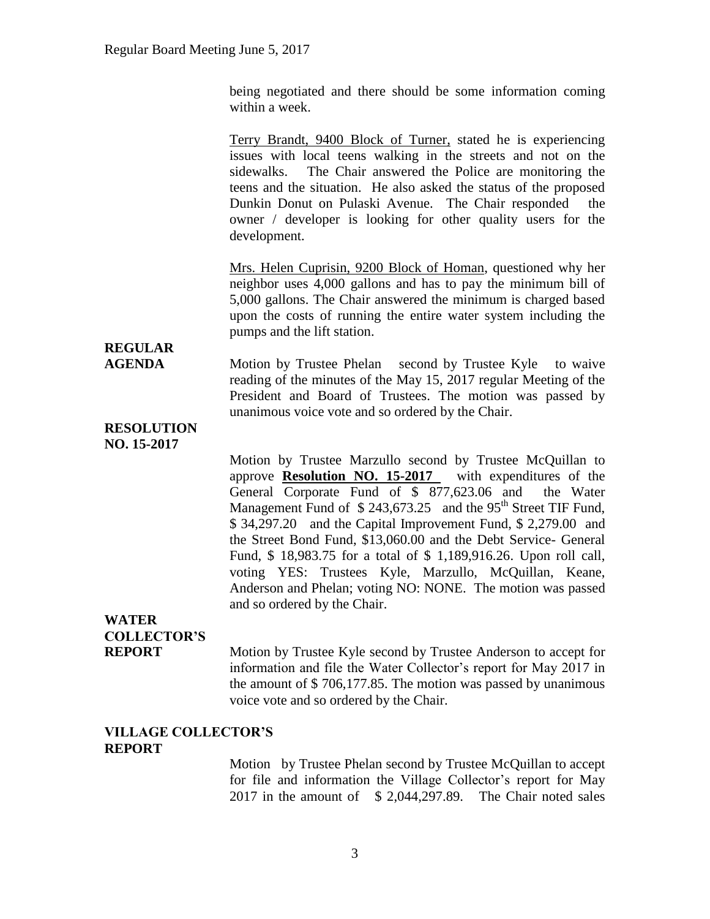being negotiated and there should be some information coming within a week.

Terry Brandt, 9400 Block of Turner, stated he is experiencing issues with local teens walking in the streets and not on the sidewalks. The Chair answered the Police are monitoring the teens and the situation. He also asked the status of the proposed Dunkin Donut on Pulaski Avenue. The Chair responded the owner / developer is looking for other quality users for the development.

Mrs. Helen Cuprisin, 9200 Block of Homan, questioned why her neighbor uses 4,000 gallons and has to pay the minimum bill of 5,000 gallons. The Chair answered the minimum is charged based upon the costs of running the entire water system including the pumps and the lift station.

**REGULAR AGENDA**

Motion by Trustee Phelan second by Trustee Kyle to waive reading of the minutes of the May 15, 2017 regular Meeting of the President and Board of Trustees. The motion was passed by unanimous voice vote and so ordered by the Chair.

**RESOLUTION NO. 15-2017**

Motion by Trustee Marzullo second by Trustee McQuillan to approve **Resolution NO. 15-2017** with expenditures of the General Corporate Fund of $ 877,623.06 and the Water Management Fund of $ 243,673.25 and the 95th Street TIF Fund, $ 34,297.20 and the Capital Improvement Fund, $ 2,279.00 and the Street Bond Fund, $13,060.00 and the Debt Service- General Fund, $ 18,983.75 for a total of $ 1,189,916.26. Upon roll call, voting YES: Trustees Kyle, Marzullo, McQuillan, Keane, Anderson and Phelan; voting NO: NONE. The motion was passed and so ordered by the Chair.

**WATER COLLECTOR'S REPORT**

Motion by Trustee Kyle second by Trustee Anderson to accept for information and file the Water Collector's report for May 2017 in the amount of $ 706,177.85. The motion was passed by unanimous voice vote and so ordered by the Chair.

**VILLAGE COLLECTOR'S REPORT**

Motion by Trustee Phelan second by Trustee McQuillan to accept for file and information the Village Collector's report for May 2017 in the amount of $ 2,044,297.89. The Chair noted sales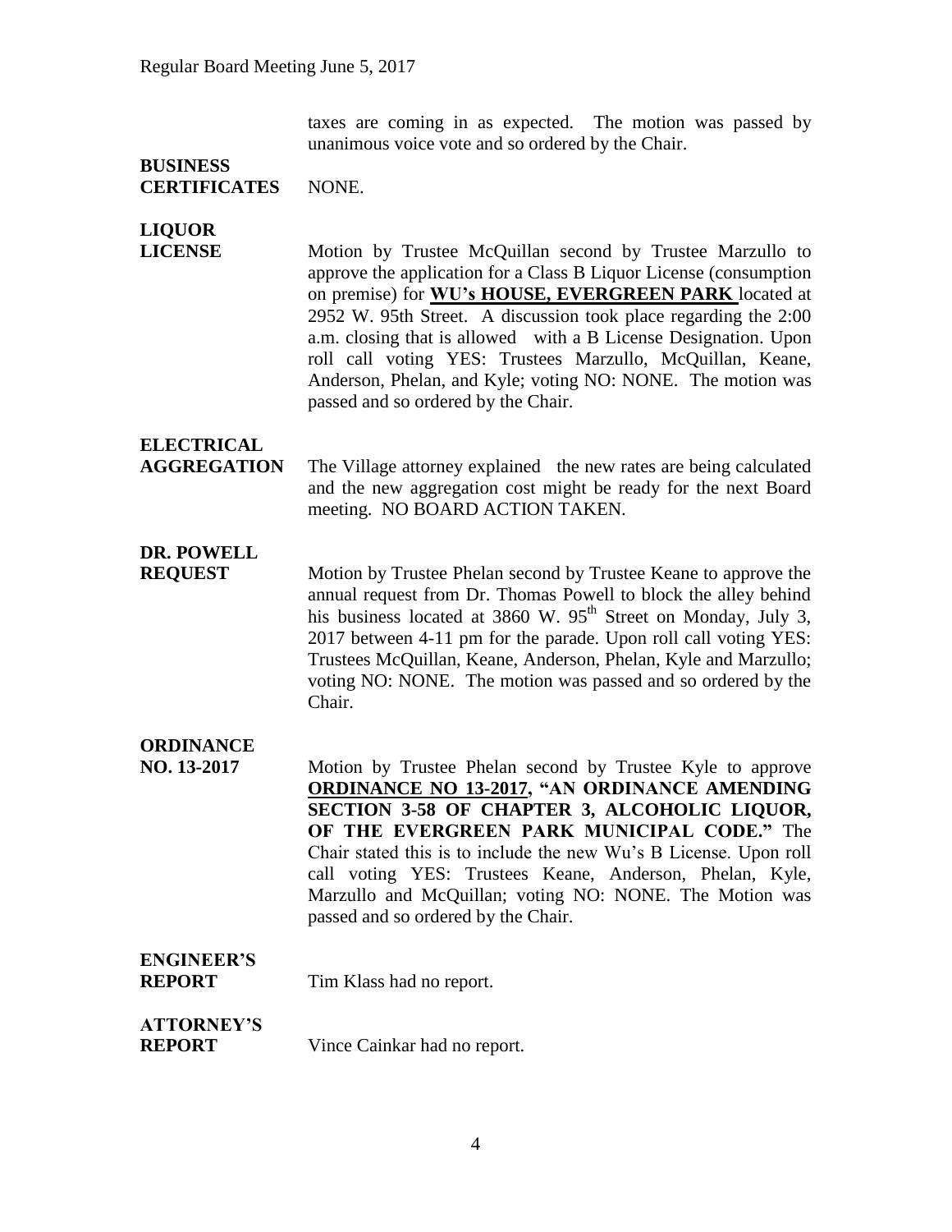taxes are coming in as expected. The motion was passed by unanimous voice vote and so ordered by the Chair.

**BUSINESS CERTIFICATES** NONE.

**LIQUOR LICENSE** Motion by Trustee McQuillan second by Trustee Marzullo to approve the application for a Class B Liquor License (consumption on premise) for **WU's HOUSE, EVERGREEN PARK** located at 2952 W. 95th Street. A discussion took place regarding the 2:00 a.m. closing that is allowed with a B License Designation. Upon roll call voting YES: Trustees Marzullo, McQuillan, Keane, Anderson, Phelan, and Kyle; voting NO: NONE. The motion was passed and so ordered by the Chair.

**ELECTRICAL AGGREGATION** The Village attorney explained the new rates are being calculated and the new aggregation cost might be ready for the next Board meeting. NO BOARD ACTION TAKEN.

**DR. POWELL REQUEST** Motion by Trustee Phelan second by Trustee Keane to approve the annual request from Dr. Thomas Powell to block the alley behind his business located at 3860 W. 95th Street on Monday, July 3, 2017 between 4-11 pm for the parade. Upon roll call voting YES: Trustees McQuillan, Keane, Anderson, Phelan, Kyle and Marzullo; voting NO: NONE. The motion was passed and so ordered by the Chair.

**ORDINANCE NO. 13-2017** Motion by Trustee Phelan second by Trustee Kyle to approve **ORDINANCE NO 13-2017, "AN ORDINANCE AMENDING SECTION 3-58 OF CHAPTER 3, ALCOHOLIC LIQUOR, OF THE EVERGREEN PARK MUNICIPAL CODE."** The Chair stated this is to include the new Wu's B License. Upon roll call voting YES: Trustees Keane, Anderson, Phelan, Kyle, Marzullo and McQuillan; voting NO: NONE. The Motion was passed and so ordered by the Chair.

**ENGINEER'S REPORT** Tim Klass had no report.

**ATTORNEY'S REPORT** Vince Cainkar had no report.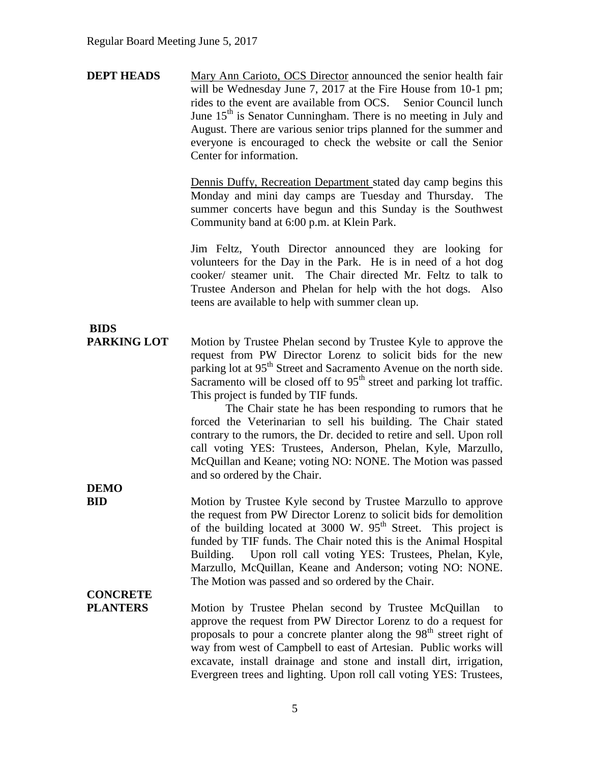**DEPT HEADS** Mary Ann Carioto, OCS Director announced the senior health fair will be Wednesday June 7, 2017 at the Fire House from 10-1 pm; rides to the event are available from OCS. Senior Council lunch June 15th is Senator Cunningham. There is no meeting in July and August. There are various senior trips planned for the summer and everyone is encouraged to check the website or call the Senior Center for information.

Dennis Duffy, Recreation Department stated day camp begins this Monday and mini day camps are Tuesday and Thursday. The summer concerts have begun and this Sunday is the Southwest Community band at 6:00 p.m. at Klein Park.

Jim Feltz, Youth Director announced they are looking for volunteers for the Day in the Park. He is in need of a hot dog cooker/ steamer unit. The Chair directed Mr. Feltz to talk to Trustee Anderson and Phelan for help with the hot dogs. Also teens are available to help with summer clean up.

**BIDS**
**PARKING LOT** Motion by Trustee Phelan second by Trustee Kyle to approve the request from PW Director Lorenz to solicit bids for the new parking lot at 95th Street and Sacramento Avenue on the north side. Sacramento will be closed off to 95th street and parking lot traffic. This project is funded by TIF funds.

The Chair state he has been responding to rumors that he forced the Veterinarian to sell his building. The Chair stated contrary to the rumors, the Dr. decided to retire and sell. Upon roll call voting YES: Trustees, Anderson, Phelan, Kyle, Marzullo, McQuillan and Keane; voting NO: NONE. The Motion was passed and so ordered by the Chair.

**DEMO**
**BID** Motion by Trustee Kyle second by Trustee Marzullo to approve the request from PW Director Lorenz to solicit bids for demolition of the building located at 3000 W. 95th Street. This project is funded by TIF funds. The Chair noted this is the Animal Hospital Building. Upon roll call voting YES: Trustees, Phelan, Kyle, Marzullo, McQuillan, Keane and Anderson; voting NO: NONE. The Motion was passed and so ordered by the Chair.

**CONCRETE**
**PLANTERS** Motion by Trustee Phelan second by Trustee McQuillan to approve the request from PW Director Lorenz to do a request for proposals to pour a concrete planter along the 98th street right of way from west of Campbell to east of Artesian. Public works will excavate, install drainage and stone and install dirt, irrigation, Evergreen trees and lighting. Upon roll call voting YES: Trustees,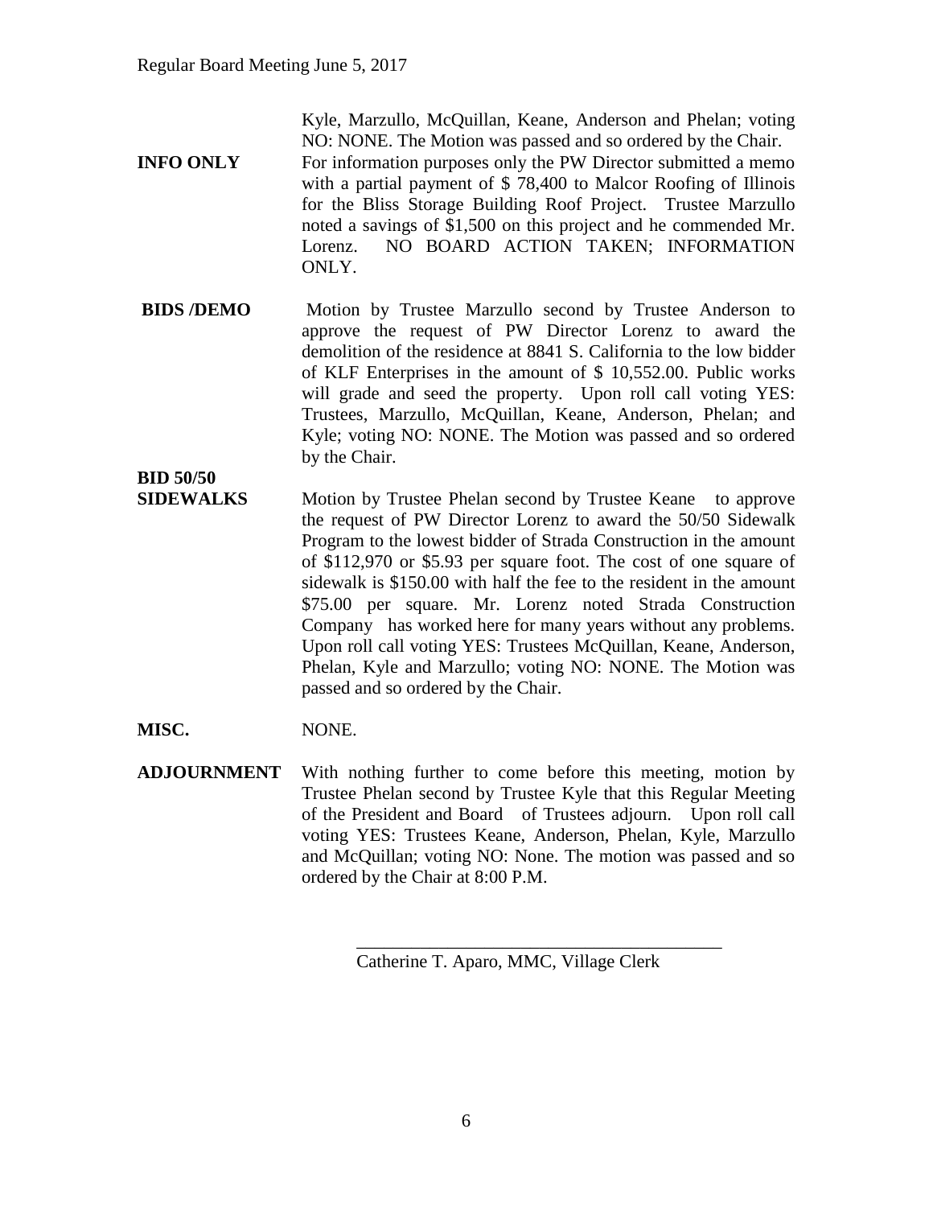Kyle, Marzullo, McQuillan, Keane, Anderson and Phelan; voting NO: NONE. The Motion was passed and so ordered by the Chair.

**INFO ONLY** For information purposes only the PW Director submitted a memo with a partial payment of $ 78,400 to Malcor Roofing of Illinois for the Bliss Storage Building Roof Project. Trustee Marzullo noted a savings of $1,500 on this project and he commended Mr. Lorenz. NO BOARD ACTION TAKEN; INFORMATION ONLY.

**BIDS /DEMO** Motion by Trustee Marzullo second by Trustee Anderson to approve the request of PW Director Lorenz to award the demolition of the residence at 8841 S. California to the low bidder of KLF Enterprises in the amount of $ 10,552.00. Public works will grade and seed the property. Upon roll call voting YES: Trustees, Marzullo, McQuillan, Keane, Anderson, Phelan; and Kyle; voting NO: NONE. The Motion was passed and so ordered by the Chair.

**BID 50/50 SIDEWALKS** Motion by Trustee Phelan second by Trustee Keane to approve the request of PW Director Lorenz to award the 50/50 Sidewalk Program to the lowest bidder of Strada Construction in the amount of $112,970 or $5.93 per square foot. The cost of one square of sidewalk is $150.00 with half the fee to the resident in the amount $75.00 per square. Mr. Lorenz noted Strada Construction Company has worked here for many years without any problems. Upon roll call voting YES: Trustees McQuillan, Keane, Anderson, Phelan, Kyle and Marzullo; voting NO: NONE. The Motion was passed and so ordered by the Chair.

**MISC.** NONE.

**ADJOURNMENT** With nothing further to come before this meeting, motion by Trustee Phelan second by Trustee Kyle that this Regular Meeting of the President and Board of Trustees adjourn. Upon roll call voting YES: Trustees Keane, Anderson, Phelan, Kyle, Marzullo and McQuillan; voting NO: None. The motion was passed and so ordered by the Chair at 8:00 P.M.

\_\_\_\_\_\_\_\_\_\_\_\_\_\_\_\_\_\_\_\_\_\_\_\_\_\_\_\_\_\_\_\_\_\_\_\_\_\_\_\_

Catherine T. Aparo, MMC, Village Clerk